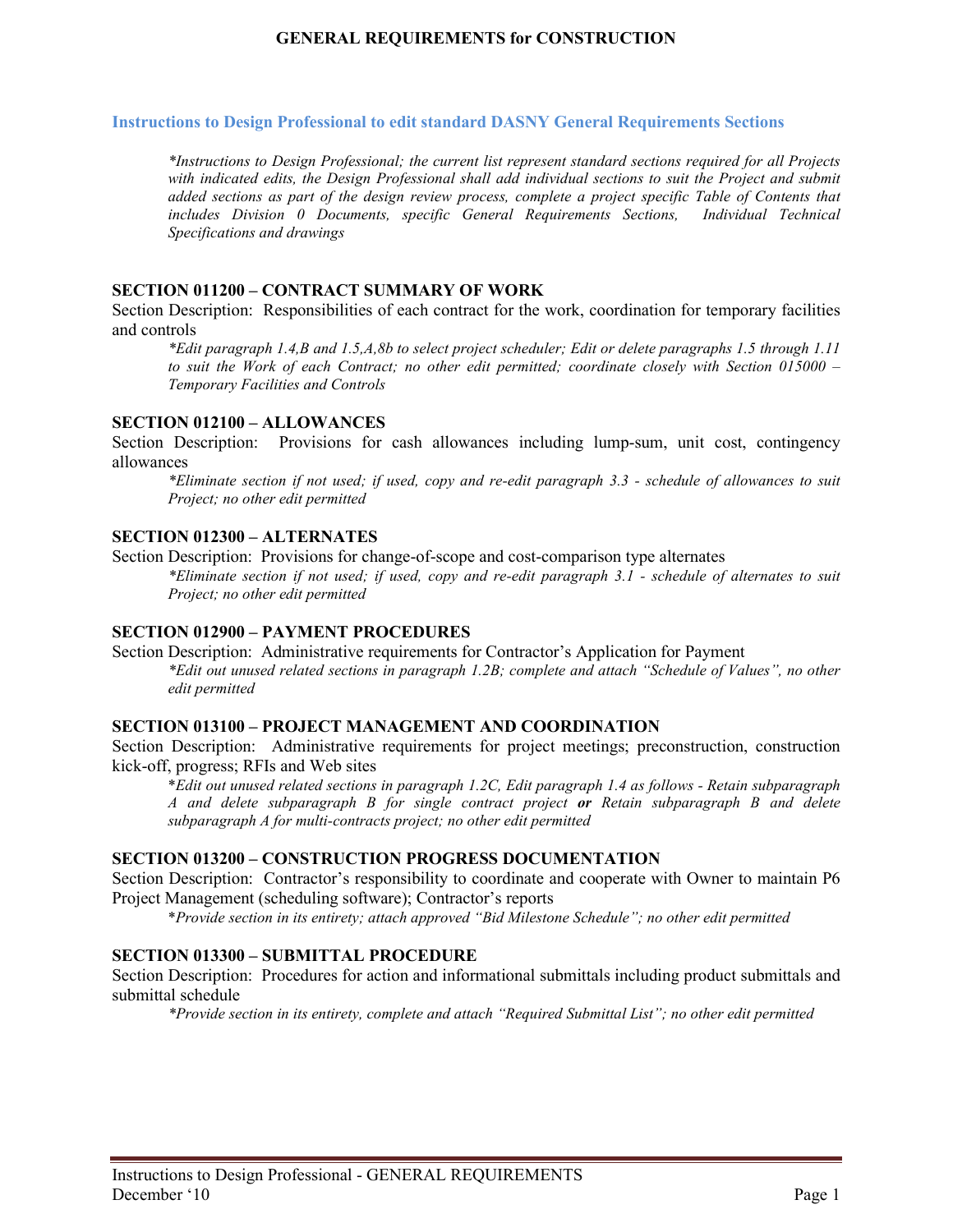# GENERAL REQUIREMENTS for CONSTRUCTION

## Instructions to Design Professional to edit standard DASNY General Requirements Sections

*\*Instructions to Design Professional; the current list represent standard sections required for all Projects with indicated edits, the Design Professional shall add individual sections to suit the Project and submit added sections as part of the design review process, complete a project specific Table of Contents that includes Division 0 Documents, specific General Requirements Sections, Individual Technical Specifications and drawings*

**SECTION 011200 – CONTRACT SUMMARY OF WORK**

Section Description: Responsibilities of each contract for the work, coordination for temporary facilities and controls

> *\*Edit paragraph 1.4,B and 1.5,A,8b to select project scheduler; Edit or delete paragraphs 1.5 through 1.11 to suit the Work of each Contract; no other edit permitted; coordinate closely with Section 015000 – Temporary Facilities and Controls*

**SECTION 012100 – ALLOWANCES**

Section Description: Provisions for cash allowances including lump-sum, unit cost, contingency allowances

> *\*Eliminate section if not used; if used, copy and re-edit paragraph 3.3 - schedule of allowances to suit Project; no other edit permitted*

**SECTION 012300 – ALTERNATES**

Section Description: Provisions for change-of-scope and cost-comparison type alternates

> *\*Eliminate section if not used; if used, copy and re-edit paragraph 3.1 - schedule of alternates to suit Project; no other edit permitted*

**SECTION 012900 – PAYMENT PROCEDURES**

Section Description: Administrative requirements for Contractor's Application for Payment

> *\*Edit out unused related sections in paragraph 1.2B; complete and attach "Schedule of Values", no other edit permitted*

**SECTION 013100 – PROJECT MANAGEMENT AND COORDINATION**

Section Description: Administrative requirements for project meetings; preconstruction, construction kick-off, progress; RFIs and Web sites

> \**Edit out unused related sections in paragraph 1.2C, Edit paragraph 1.4 as follows - Retain subparagraph A and delete subparagraph B for single contract project* ***or*** *Retain subparagraph B and delete subparagraph A for multi-contracts project; no other edit permitted*

**SECTION 013200 – CONSTRUCTION PROGRESS DOCUMENTATION**

Section Description: Contractor's responsibility to coordinate and cooperate with Owner to maintain P6 Project Management (scheduling software); Contractor's reports

> \**Provide section in its entirety; attach approved "Bid Milestone Schedule"; no other edit permitted*

**SECTION 013300 – SUBMITTAL PROCEDURE**

Section Description: Procedures for action and informational submittals including product submittals and submittal schedule

> *\*Provide section in its entirety, complete and attach "Required Submittal List"; no other edit permitted*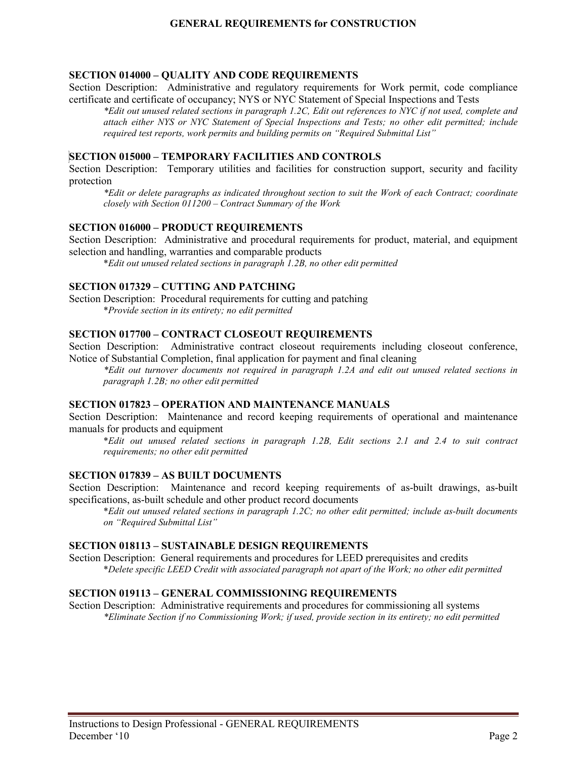## SECTION 014000 – QUALITY AND CODE REQUIREMENTS

Section Description: Administrative and regulatory requirements for Work permit, code compliance certificate and certificate of occupancy; NYS or NYC Statement of Special Inspections and Tests

*\*Edit out unused related sections in paragraph 1.2C, Edit out references to NYC if not used, complete and attach either NYS or NYC Statement of Special Inspections and Tests; no other edit permitted; include required test reports, work permits and building permits on "Required Submittal List"*

## SECTION 015000 – TEMPORARY FACILITIES AND CONTROLS

Section Description: Temporary utilities and facilities for construction support, security and facility protection

*\*Edit or delete paragraphs as indicated throughout section to suit the Work of each Contract; coordinate closely with Section 011200 – Contract Summary of the Work*

## SECTION 016000 – PRODUCT REQUIREMENTS

Section Description: Administrative and procedural requirements for product, material, and equipment selection and handling, warranties and comparable products

*\*Edit out unused related sections in paragraph 1.2B, no other edit permitted*

## SECTION 017329 – CUTTING AND PATCHING

Section Description: Procedural requirements for cutting and patching

*\*Provide section in its entirety; no edit permitted*

## SECTION 017700 – CONTRACT CLOSEOUT REQUIREMENTS

Section Description: Administrative contract closeout requirements including closeout conference, Notice of Substantial Completion, final application for payment and final cleaning

*\*Edit out turnover documents not required in paragraph 1.2A and edit out unused related sections in paragraph 1.2B; no other edit permitted*

## SECTION 017823 – OPERATION AND MAINTENANCE MANUALS

Section Description: Maintenance and record keeping requirements of operational and maintenance manuals for products and equipment

*\*Edit out unused related sections in paragraph 1.2B, Edit sections 2.1 and 2.4 to suit contract requirements; no other edit permitted*

## SECTION 017839 – AS BUILT DOCUMENTS

Section Description: Maintenance and record keeping requirements of as-built drawings, as-built specifications, as-built schedule and other product record documents

*\*Edit out unused related sections in paragraph 1.2C; no other edit permitted; include as-built documents on "Required Submittal List"*

## SECTION 018113 – SUSTAINABLE DESIGN REQUIREMENTS

Section Description: General requirements and procedures for LEED prerequisites and credits

*\*Delete specific LEED Credit with associated paragraph not apart of the Work; no other edit permitted*

## SECTION 019113 – GENERAL COMMISSIONING REQUIREMENTS

Section Description: Administrative requirements and procedures for commissioning all systems

*\*Eliminate Section if no Commissioning Work; if used, provide section in its entirety; no edit permitted*